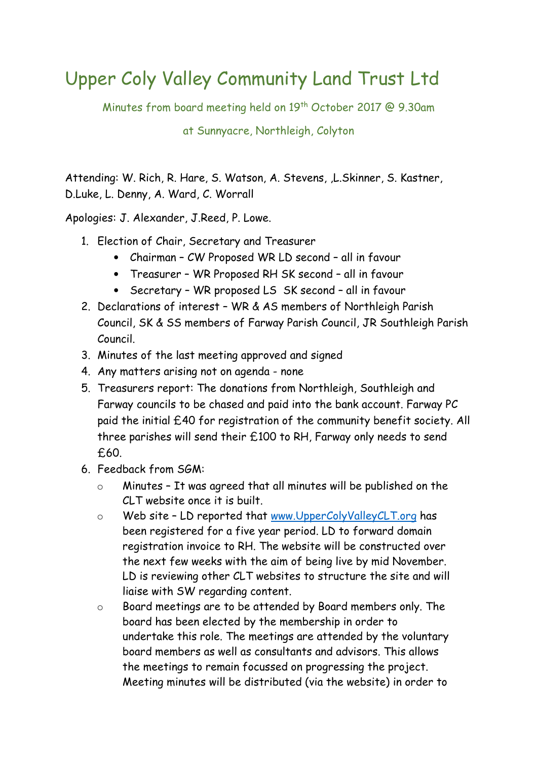# Upper Coly Valley Community Land Trust Ltd

Minutes from board meeting held on 19th October 2017 @ 9.30am

at Sunnyacre, Northleigh, Colyton

Attending: W. Rich, R. Hare, S. Watson, A. Stevens, ,L.Skinner, S. Kastner, D.Luke, L. Denny, A. Ward, C. Worrall

Apologies: J. Alexander, J.Reed, P. Lowe.

1. Election of Chair, Secretary and Treasurer
   - Chairman – CW Proposed WR LD second – all in favour
   - Treasurer – WR Proposed RH SK second – all in favour
   - Secretary – WR proposed LS SK second – all in favour
2. Declarations of interest – WR & AS members of Northleigh Parish Council, SK & SS members of Farway Parish Council, JR Southleigh Parish Council.
3. Minutes of the last meeting approved and signed
4. Any matters arising not on agenda - none
5. Treasurers report: The donations from Northleigh, Southleigh and Farway councils to be chased and paid into the bank account. Farway PC paid the initial £40 for registration of the community benefit society. All three parishes will send their £100 to RH, Farway only needs to send £60.
6. Feedback from SGM:
   - Minutes – It was agreed that all minutes will be published on the CLT website once it is built.
   - Web site – LD reported that www.UpperColyValleyCLT.org has been registered for a five year period. LD to forward domain registration invoice to RH. The website will be constructed over the next few weeks with the aim of being live by mid November. LD is reviewing other CLT websites to structure the site and will liaise with SW regarding content.
   - Board meetings are to be attended by Board members only. The board has been elected by the membership in order to undertake this role. The meetings are attended by the voluntary board members as well as consultants and advisors. This allows the meetings to remain focussed on progressing the project. Meeting minutes will be distributed (via the website) in order to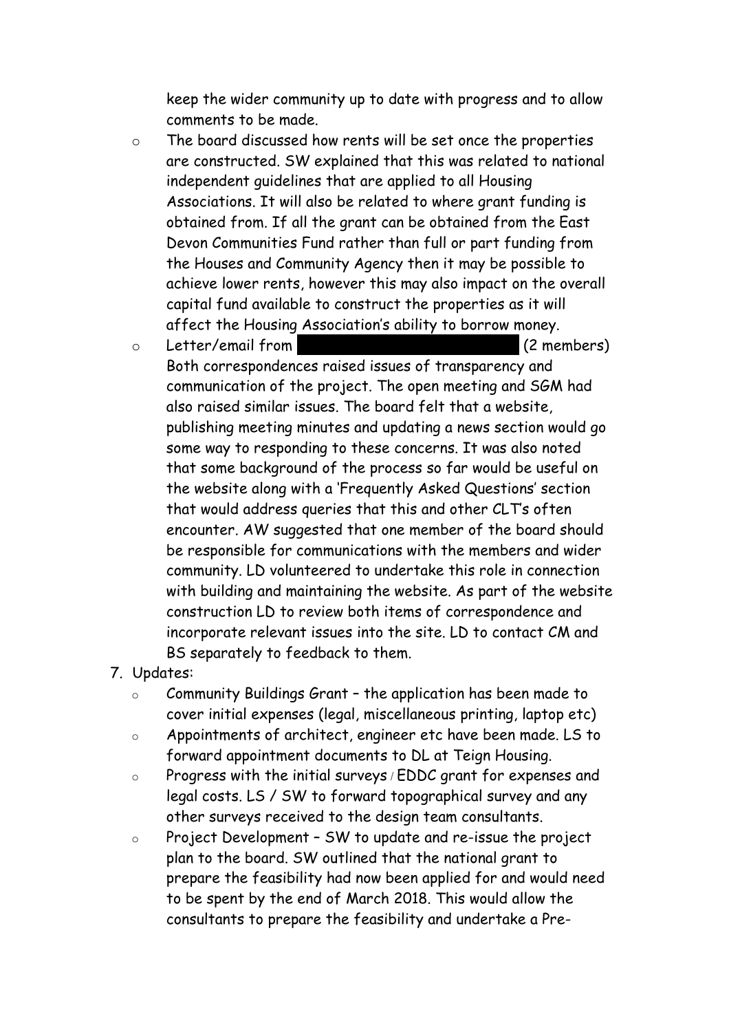keep the wider community up to date with progress and to allow comments to be made.

  - The board discussed how rents will be set once the properties are constructed. SW explained that this was related to national independent guidelines that are applied to all Housing Associations. It will also be related to where grant funding is obtained from. If all the grant can be obtained from the East Devon Communities Fund rather than full or part funding from the Houses and Community Agency then it may be possible to achieve lower rents, however this may also impact on the overall capital fund available to construct the properties as it will affect the Housing Association's ability to borrow money.
  - Letter/email from ████████████████ (2 members) Both correspondences raised issues of transparency and communication of the project. The open meeting and SGM had also raised similar issues. The board felt that a website, publishing meeting minutes and updating a news section would go some way to responding to these concerns. It was also noted that some background of the process so far would be useful on the website along with a 'Frequently Asked Questions' section that would address queries that this and other CLT's often encounter. AW suggested that one member of the board should be responsible for communications with the members and wider community. LD volunteered to undertake this role in connection with building and maintaining the website. As part of the website construction LD to review both items of correspondence and incorporate relevant issues into the site. LD to contact CM and BS separately to feedback to them.

7. Updates:
   - Community Buildings Grant – the application has been made to cover initial expenses (legal, miscellaneous printing, laptop etc)
   - Appointments of architect, engineer etc have been made. LS to forward appointment documents to DL at Teign Housing.
   - Progress with the initial surveys / EDDC grant for expenses and legal costs. LS / SW to forward topographical survey and any other surveys received to the design team consultants.
   - Project Development – SW to update and re-issue the project plan to the board. SW outlined that the national grant to prepare the feasibility had now been applied for and would need to be spent by the end of March 2018. This would allow the consultants to prepare the feasibility and undertake a Pre-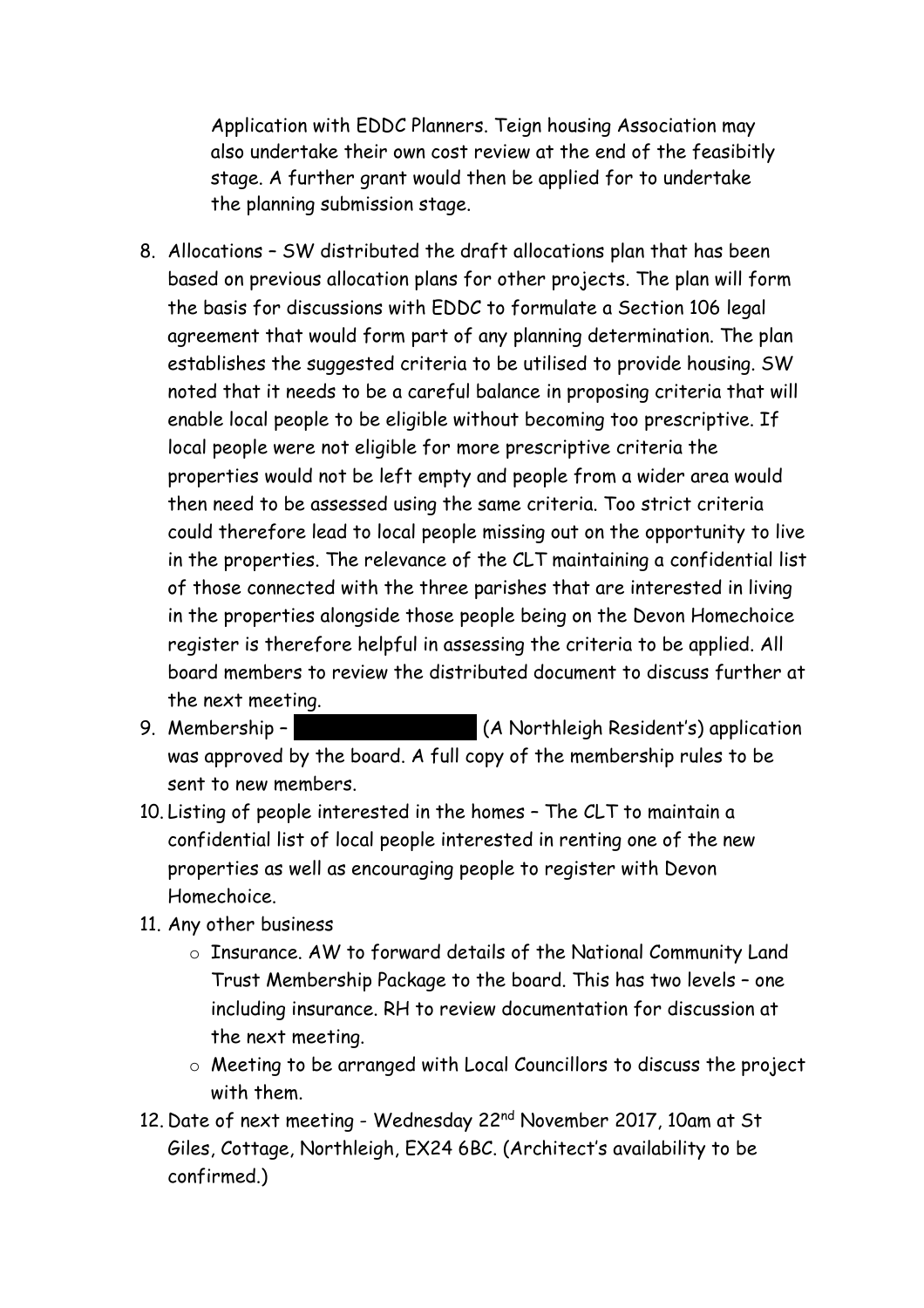Application with EDDC Planners. Teign housing Association may also undertake their own cost review at the end of the feasibitly stage. A further grant would then be applied for to undertake the planning submission stage.

8. Allocations – SW distributed the draft allocations plan that has been based on previous allocation plans for other projects. The plan will form the basis for discussions with EDDC to formulate a Section 106 legal agreement that would form part of any planning determination. The plan establishes the suggested criteria to be utilised to provide housing. SW noted that it needs to be a careful balance in proposing criteria that will enable local people to be eligible without becoming too prescriptive. If local people were not eligible for more prescriptive criteria the properties would not be left empty and people from a wider area would then need to be assessed using the same criteria. Too strict criteria could therefore lead to local people missing out on the opportunity to live in the properties. The relevance of the CLT maintaining a confidential list of those connected with the three parishes that are interested in living in the properties alongside those people being on the Devon Homechoice register is therefore helpful in assessing the criteria to be applied. All board members to review the distributed document to discuss further at the next meeting.
9. Membership – ████████ (A Northleigh Resident's) application was approved by the board. A full copy of the membership rules to be sent to new members.
10. Listing of people interested in the homes – The CLT to maintain a confidential list of local people interested in renting one of the new properties as well as encouraging people to register with Devon Homechoice.
11. Any other business
    - Insurance. AW to forward details of the National Community Land Trust Membership Package to the board. This has two levels – one including insurance. RH to review documentation for discussion at the next meeting.
    - Meeting to be arranged with Local Councillors to discuss the project with them.
12. Date of next meeting - Wednesday 22nd November 2017, 10am at St Giles, Cottage, Northleigh, EX24 6BC. (Architect's availability to be confirmed.)